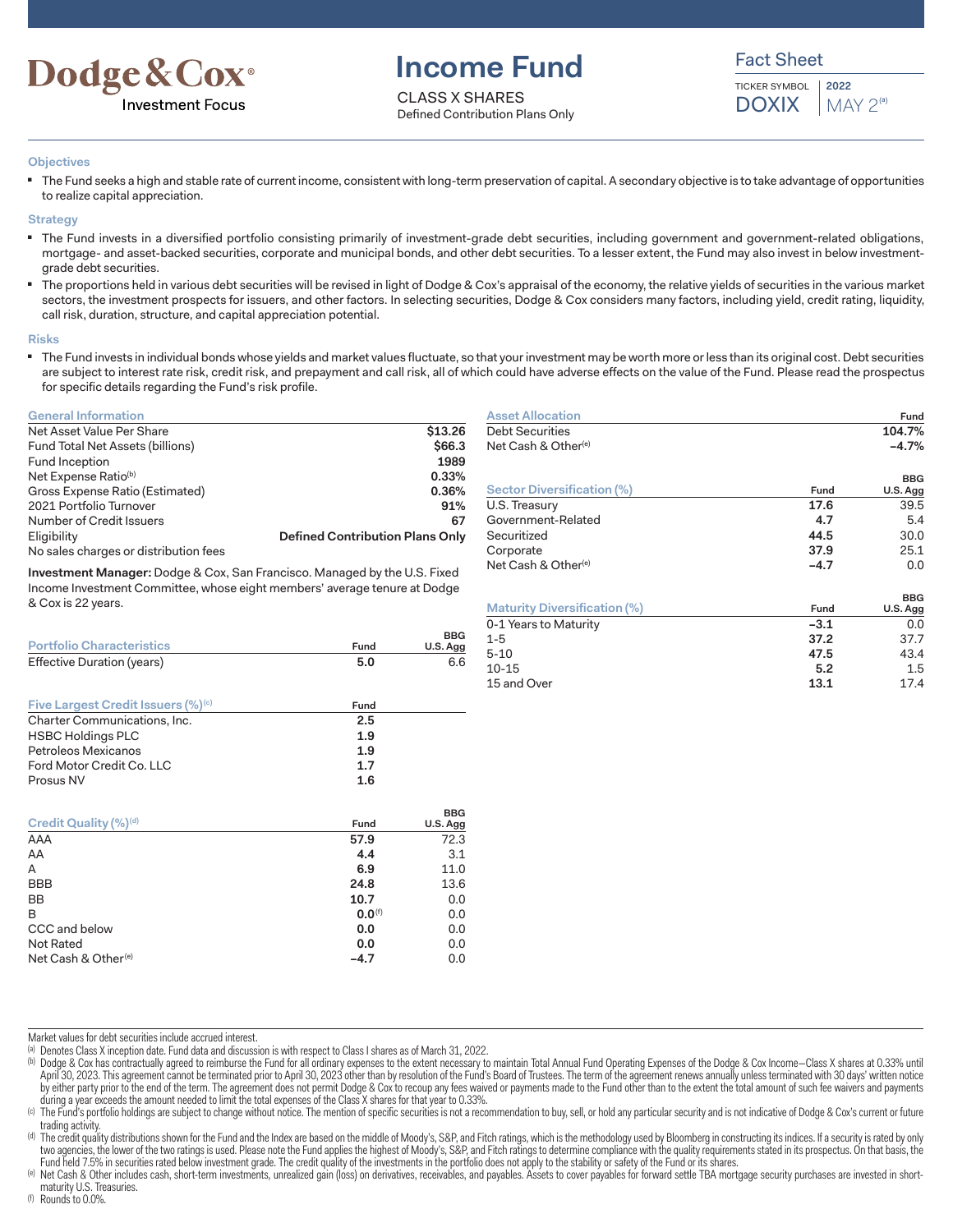Dodge & Cox®
Investment Focus

# Income Fund

CLASS X SHARES
Defined Contribution Plans Only

Fact Sheet

TICKER SYMBOL DOXIX | 2022 MAY 2[a]

### Objectives

- The Fund seeks a high and stable rate of current income, consistent with long-term preservation of capital. A secondary objective is to take advantage of opportunities to realize capital appreciation.

### Strategy

- The Fund invests in a diversified portfolio consisting primarily of investment-grade debt securities, including government and government-related obligations, mortgage- and asset-backed securities, corporate and municipal bonds, and other debt securities. To a lesser extent, the Fund may also invest in below investment-grade debt securities.
- The proportions held in various debt securities will be revised in light of Dodge & Cox's appraisal of the economy, the relative yields of securities in the various market sectors, the investment prospects for issuers, and other factors. In selecting securities, Dodge & Cox considers many factors, including yield, credit rating, liquidity, call risk, duration, structure, and capital appreciation potential.

### Risks

- The Fund invests in individual bonds whose yields and market values fluctuate, so that your investment may be worth more or less than its original cost. Debt securities are subject to interest rate risk, credit risk, and prepayment and call risk, all of which could have adverse effects on the value of the Fund. Please read the prospectus for specific details regarding the Fund's risk profile.

| General Information | |
|---|---|
| Net Asset Value Per Share | **$13.26** |
| Fund Total Net Assets (billions) | **$66.3** |
| Fund Inception | **1989** |
| Net Expense Ratio[b] | **0.33%** |
| Gross Expense Ratio (Estimated) | **0.36%** |
| 2021 Portfolio Turnover | **91%** |
| Number of Credit Issuers | **67** |
| Eligibility | **Defined Contribution Plans Only** |
| No sales charges or distribution fees | |

**Investment Manager:** Dodge & Cox, San Francisco. Managed by the U.S. Fixed Income Investment Committee, whose eight members' average tenure at Dodge & Cox is 22 years.

| Portfolio Characteristics | Fund | BBG U.S. Agg |
|---|---|---|
| Effective Duration (years) | **5.0** | 6.6 |

| Five Largest Credit Issuers (%)[c] | Fund |
|---|---|
| Charter Communications, Inc. | **2.5** |
| HSBC Holdings PLC | **1.9** |
| Petroleos Mexicanos | **1.9** |
| Ford Motor Credit Co. LLC | **1.7** |
| Prosus NV | **1.6** |

| Credit Quality (%)[d] | Fund | BBG U.S. Agg |
|---|---|---|
| AAA | **57.9** | 72.3 |
| AA | **4.4** | 3.1 |
| A | **6.9** | 11.0 |
| BBB | **24.8** | 13.6 |
| BB | **10.7** | 0.0 |
| B | **0.0**[f] | 0.0 |
| CCC and below | **0.0** | 0.0 |
| Not Rated | **0.0** | 0.0 |
| Net Cash & Other[e] | **−4.7** | 0.0 |

| Asset Allocation | Fund |
|---|---|
| Debt Securities | **104.7%** |
| Net Cash & Other[e] | **−4.7%** |

| Sector Diversification (%) | Fund | BBG U.S. Agg |
|---|---|---|
| U.S. Treasury | **17.6** | 39.5 |
| Government-Related | **4.7** | 5.4 |
| Securitized | **44.5** | 30.0 |
| Corporate | **37.9** | 25.1 |
| Net Cash & Other[e] | **−4.7** | 0.0 |

| Maturity Diversification (%) | Fund | BBG U.S. Agg |
|---|---|---|
| 0-1 Years to Maturity | **−3.1** | 0.0 |
| 1-5 | **37.2** | 37.7 |
| 5-10 | **47.5** | 43.4 |
| 10-15 | **5.2** | 1.5 |
| 15 and Over | **13.1** | 17.4 |

Market values for debt securities include accrued interest.

[a] Denotes Class X inception date. Fund data and discussion is with respect to Class I shares as of March 31, 2022.

[b] Dodge & Cox has contractually agreed to reimburse the Fund for all ordinary expenses to the extent necessary to maintain Total Annual Fund Operating Expenses of the Dodge & Cox Income—Class X shares at 0.33% until April 30, 2023. This agreement cannot be terminated prior to April 30, 2023 other than by resolution of the Fund's Board of Trustees. The term of the agreement renews annually unless terminated with 30 days' written notice by either party prior to the end of the term. The agreement does not permit Dodge & Cox to recoup any fees waived or payments made to the Fund other than to the extent the total amount of such fee waivers and payments during a year exceeds the amount needed to limit the total expenses of the Class X shares for that year to 0.33%.

[c] The Fund's portfolio holdings are subject to change without notice. The mention of specific securities is not a recommendation to buy, sell, or hold any particular security and is not indicative of Dodge & Cox's current or future trading activity.

[d] The credit quality distributions shown for the Fund and the Index are based on the middle of Moody's, S&P, and Fitch ratings, which is the methodology used by Bloomberg in constructing its indices. If a security is rated by only two agencies, the lower of the two ratings is used. Please note the Fund applies the highest of Moody's, S&P, and Fitch ratings to determine compliance with the quality requirements stated in its prospectus. On that basis, the Fund held 7.5% in securities rated below investment grade. The credit quality of the investments in the portfolio does not apply to the stability or safety of the Fund or its shares.

[e] Net Cash & Other includes cash, short-term investments, unrealized gain (loss) on derivatives, receivables, and payables. Assets to cover payables for forward settle TBA mortgage security purchases are invested in short-maturity U.S. Treasuries.

[f] Rounds to 0.0%.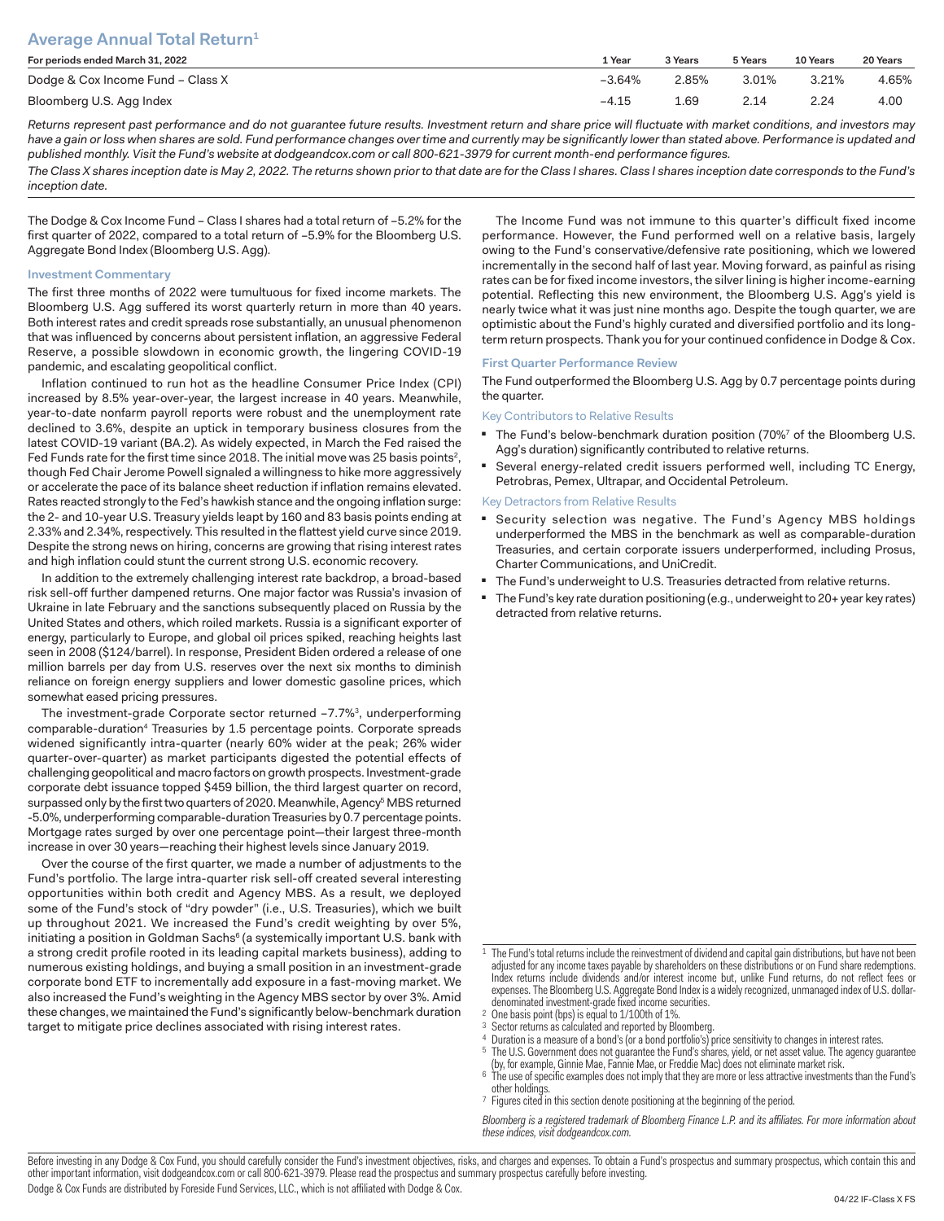## Average Annual Total Return[1]

| For periods ended March 31, 2022 | 1 Year | 3 Years | 5 Years | 10 Years | 20 Years |
|---|---|---|---|---|---|
| Dodge & Cox Income Fund – Class X | −3.64% | 2.85% | 3.01% | 3.21% | 4.65% |
| Bloomberg U.S. Agg Index | −4.15 | 1.69 | 2.14 | 2.24 | 4.00 |

*Returns represent past performance and do not guarantee future results. Investment return and share price will fluctuate with market conditions, and investors may have a gain or loss when shares are sold. Fund performance changes over time and currently may be significantly lower than stated above. Performance is updated and published monthly. Visit the Fund's website at dodgeandcox.com or call 800-621-3979 for current month-end performance figures.*

*The Class X shares inception date is May 2, 2022. The returns shown prior to that date are for the Class I shares. Class I shares inception date corresponds to the Fund's inception date.*

The Dodge & Cox Income Fund – Class I shares had a total return of –5.2% for the first quarter of 2022, compared to a total return of –5.9% for the Bloomberg U.S. Aggregate Bond Index (Bloomberg U.S. Agg).

### Investment Commentary

The first three months of 2022 were tumultuous for fixed income markets. The Bloomberg U.S. Agg suffered its worst quarterly return in more than 40 years. Both interest rates and credit spreads rose substantially, an unusual phenomenon that was influenced by concerns about persistent inflation, an aggressive Federal Reserve, a possible slowdown in economic growth, the lingering COVID-19 pandemic, and escalating geopolitical conflict.

Inflation continued to run hot as the headline Consumer Price Index (CPI) increased by 8.5% year-over-year, the largest increase in 40 years. Meanwhile, year-to-date nonfarm payroll reports were robust and the unemployment rate declined to 3.6%, despite an uptick in temporary business closures from the latest COVID-19 variant (BA.2). As widely expected, in March the Fed raised the Fed Funds rate for the first time since 2018. The initial move was 25 basis points[2], though Fed Chair Jerome Powell signaled a willingness to hike more aggressively or accelerate the pace of its balance sheet reduction if inflation remains elevated. Rates reacted strongly to the Fed's hawkish stance and the ongoing inflation surge: the 2- and 10-year U.S. Treasury yields leapt by 160 and 83 basis points ending at 2.33% and 2.34%, respectively. This resulted in the flattest yield curve since 2019. Despite the strong news on hiring, concerns are growing that rising interest rates and high inflation could stunt the current strong U.S. economic recovery.

In addition to the extremely challenging interest rate backdrop, a broad-based risk sell-off further dampened returns. One major factor was Russia's invasion of Ukraine in late February and the sanctions subsequently placed on Russia by the United States and others, which roiled markets. Russia is a significant exporter of energy, particularly to Europe, and global oil prices spiked, reaching heights last seen in 2008 ($124/barrel). In response, President Biden ordered a release of one million barrels per day from U.S. reserves over the next six months to diminish reliance on foreign energy suppliers and lower domestic gasoline prices, which somewhat eased pricing pressures.

The investment-grade Corporate sector returned –7.7%[3], underperforming comparable-duration[4] Treasuries by 1.5 percentage points. Corporate spreads widened significantly intra-quarter (nearly 60% wider at the peak; 26% wider quarter-over-quarter) as market participants digested the potential effects of challenging geopolitical and macro factors on growth prospects. Investment-grade corporate debt issuance topped $459 billion, the third largest quarter on record, surpassed only by the first two quarters of 2020. Meanwhile, Agency[5] MBS returned -5.0%, underperforming comparable-duration Treasuries by 0.7 percentage points. Mortgage rates surged by over one percentage point—their largest three-month increase in over 30 years—reaching their highest levels since January 2019.

Over the course of the first quarter, we made a number of adjustments to the Fund's portfolio. The large intra-quarter risk sell-off created several interesting opportunities within both credit and Agency MBS. As a result, we deployed some of the Fund's stock of "dry powder" (i.e., U.S. Treasuries), which we built up throughout 2021. We increased the Fund's credit weighting by over 5%, initiating a position in Goldman Sachs[6] (a systemically important U.S. bank with a strong credit profile rooted in its leading capital markets business), adding to numerous existing holdings, and buying a small position in an investment-grade corporate bond ETF to incrementally add exposure in a fast-moving market. We also increased the Fund's weighting in the Agency MBS sector by over 3%. Amid these changes, we maintained the Fund's significantly below-benchmark duration target to mitigate price declines associated with rising interest rates.

The Income Fund was not immune to this quarter's difficult fixed income performance. However, the Fund performed well on a relative basis, largely owing to the Fund's conservative/defensive rate positioning, which we lowered incrementally in the second half of last year. Moving forward, as painful as rising rates can be for fixed income investors, the silver lining is higher income-earning potential. Reflecting this new environment, the Bloomberg U.S. Agg's yield is nearly twice what it was just nine months ago. Despite the tough quarter, we are optimistic about the Fund's highly curated and diversified portfolio and its long-term return prospects. Thank you for your continued confidence in Dodge & Cox.

### First Quarter Performance Review

The Fund outperformed the Bloomberg U.S. Agg by 0.7 percentage points during the quarter.

#### Key Contributors to Relative Results

- The Fund's below-benchmark duration position (70%[7] of the Bloomberg U.S. Agg's duration) significantly contributed to relative returns.
- Several energy-related credit issuers performed well, including TC Energy, Petrobras, Pemex, Ultrapar, and Occidental Petroleum.

#### Key Detractors from Relative Results

- Security selection was negative. The Fund's Agency MBS holdings underperformed the MBS in the benchmark as well as comparable-duration Treasuries, and certain corporate issuers underperformed, including Prosus, Charter Communications, and UniCredit.
- The Fund's underweight to U.S. Treasuries detracted from relative returns.
- The Fund's key rate duration positioning (e.g., underweight to 20+ year key rates) detracted from relative returns.

---

[1] The Fund's total returns include the reinvestment of dividend and capital gain distributions, but have not been adjusted for any income taxes payable by shareholders on these distributions or on Fund share redemptions. Index returns include dividends and/or interest income but, unlike Fund returns, do not reflect fees or expenses. The Bloomberg U.S. Aggregate Bond Index is a widely recognized, unmanaged index of U.S. dollar-denominated investment-grade fixed income securities.

[2] One basis point (bps) is equal to 1/100th of 1%.

[3] Sector returns as calculated and reported by Bloomberg.

[4] Duration is a measure of a bond's (or a bond portfolio's) price sensitivity to changes in interest rates.

[5] The U.S. Government does not guarantee the Fund's shares, yield, or net asset value. The agency guarantee (by, for example, Ginnie Mae, Fannie Mae, or Freddie Mac) does not eliminate market risk.

[6] The use of specific examples does not imply that they are more or less attractive investments than the Fund's other holdings.

[7] Figures cited in this section denote positioning at the beginning of the period.

*Bloomberg is a registered trademark of Bloomberg Finance L.P. and its affiliates. For more information about these indices, visit dodgeandcox.com.*

Before investing in any Dodge & Cox Fund, you should carefully consider the Fund's investment objectives, risks, and charges and expenses. To obtain a Fund's prospectus and summary prospectus, which contain this and other important information, visit dodgeandcox.com or call 800-621-3979. Please read the prospectus and summary prospectus carefully before investing.

Dodge & Cox Funds are distributed by Foreside Fund Services, LLC., which is not affiliated with Dodge & Cox.

04/22 IF-Class X FS